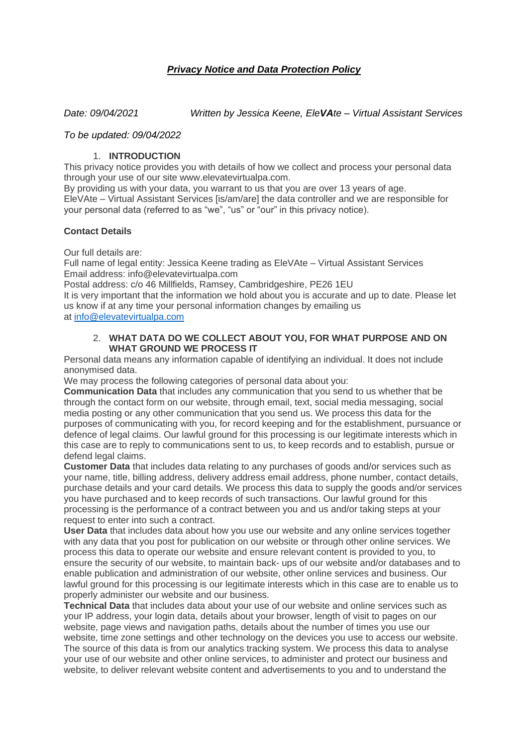# ***Privacy Notice and Data Protection Policy***

*Date: 09/04/2021* *Written by Jessica Keene, Ele**VA**te – Virtual Assistant Services*

*To be updated: 09/04/2022*

## 1. **INTRODUCTION**

This privacy notice provides you with details of how we collect and process your personal data through your use of our site www.elevatevirtualpa.com.
By providing us with your data, you warrant to us that you are over 13 years of age.
EleVAte – Virtual Assistant Services [is/am/are] the data controller and we are responsible for your personal data (referred to as "we", "us" or "our" in this privacy notice).

### **Contact Details**

Our full details are:
Full name of legal entity: Jessica Keene trading as EleVAte – Virtual Assistant Services
Email address: info@elevatevirtualpa.com
Postal address: c/o 46 Millfields, Ramsey, Cambridgeshire, PE26 1EU
It is very important that the information we hold about you is accurate and up to date. Please let us know if at any time your personal information changes by emailing us at info@elevatevirtualpa.com

## 2. **WHAT DATA DO WE COLLECT ABOUT YOU, FOR WHAT PURPOSE AND ON WHAT GROUND WE PROCESS IT**

Personal data means any information capable of identifying an individual. It does not include anonymised data.
We may process the following categories of personal data about you:
**Communication Data** that includes any communication that you send to us whether that be through the contact form on our website, through email, text, social media messaging, social media posting or any other communication that you send us. We process this data for the purposes of communicating with you, for record keeping and for the establishment, pursuance or defence of legal claims. Our lawful ground for this processing is our legitimate interests which in this case are to reply to communications sent to us, to keep records and to establish, pursue or defend legal claims.
**Customer Data** that includes data relating to any purchases of goods and/or services such as your name, title, billing address, delivery address email address, phone number, contact details, purchase details and your card details. We process this data to supply the goods and/or services you have purchased and to keep records of such transactions. Our lawful ground for this processing is the performance of a contract between you and us and/or taking steps at your request to enter into such a contract.
**User Data** that includes data about how you use our website and any online services together with any data that you post for publication on our website or through other online services. We process this data to operate our website and ensure relevant content is provided to you, to ensure the security of our website, to maintain back- ups of our website and/or databases and to enable publication and administration of our website, other online services and business. Our lawful ground for this processing is our legitimate interests which in this case are to enable us to properly administer our website and our business.
**Technical Data** that includes data about your use of our website and online services such as your IP address, your login data, details about your browser, length of visit to pages on our website, page views and navigation paths, details about the number of times you use our website, time zone settings and other technology on the devices you use to access our website. The source of this data is from our analytics tracking system. We process this data to analyse your use of our website and other online services, to administer and protect our business and website, to deliver relevant website content and advertisements to you and to understand the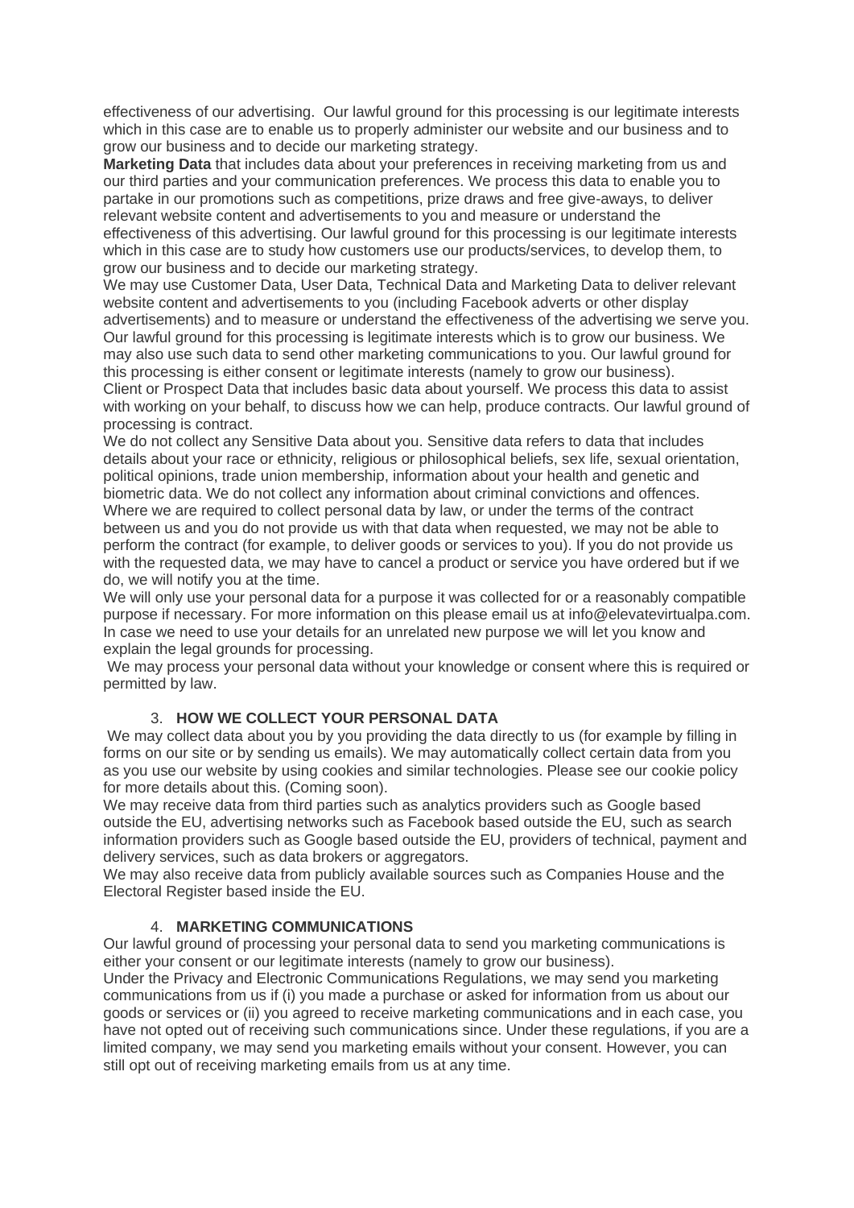effectiveness of our advertising. Our lawful ground for this processing is our legitimate interests which in this case are to enable us to properly administer our website and our business and to grow our business and to decide our marketing strategy.

**Marketing Data** that includes data about your preferences in receiving marketing from us and our third parties and your communication preferences. We process this data to enable you to partake in our promotions such as competitions, prize draws and free give-aways, to deliver relevant website content and advertisements to you and measure or understand the effectiveness of this advertising. Our lawful ground for this processing is our legitimate interests which in this case are to study how customers use our products/services, to develop them, to grow our business and to decide our marketing strategy.

We may use Customer Data, User Data, Technical Data and Marketing Data to deliver relevant website content and advertisements to you (including Facebook adverts or other display advertisements) and to measure or understand the effectiveness of the advertising we serve you. Our lawful ground for this processing is legitimate interests which is to grow our business. We may also use such data to send other marketing communications to you. Our lawful ground for this processing is either consent or legitimate interests (namely to grow our business).

Client or Prospect Data that includes basic data about yourself. We process this data to assist with working on your behalf, to discuss how we can help, produce contracts. Our lawful ground of processing is contract.

We do not collect any Sensitive Data about you. Sensitive data refers to data that includes details about your race or ethnicity, religious or philosophical beliefs, sex life, sexual orientation, political opinions, trade union membership, information about your health and genetic and biometric data. We do not collect any information about criminal convictions and offences.

Where we are required to collect personal data by law, or under the terms of the contract between us and you do not provide us with that data when requested, we may not be able to perform the contract (for example, to deliver goods or services to you). If you do not provide us with the requested data, we may have to cancel a product or service you have ordered but if we do, we will notify you at the time.

We will only use your personal data for a purpose it was collected for or a reasonably compatible purpose if necessary. For more information on this please email us at info@elevatevirtualpa.com. In case we need to use your details for an unrelated new purpose we will let you know and explain the legal grounds for processing.

We may process your personal data without your knowledge or consent where this is required or permitted by law.

## 3. **HOW WE COLLECT YOUR PERSONAL DATA**

We may collect data about you by you providing the data directly to us (for example by filling in forms on our site or by sending us emails). We may automatically collect certain data from you as you use our website by using cookies and similar technologies. Please see our cookie policy for more details about this. (Coming soon).

We may receive data from third parties such as analytics providers such as Google based outside the EU, advertising networks such as Facebook based outside the EU, such as search information providers such as Google based outside the EU, providers of technical, payment and delivery services, such as data brokers or aggregators.

We may also receive data from publicly available sources such as Companies House and the Electoral Register based inside the EU.

## 4. **MARKETING COMMUNICATIONS**

Our lawful ground of processing your personal data to send you marketing communications is either your consent or our legitimate interests (namely to grow our business).

Under the Privacy and Electronic Communications Regulations, we may send you marketing communications from us if (i) you made a purchase or asked for information from us about our goods or services or (ii) you agreed to receive marketing communications and in each case, you have not opted out of receiving such communications since. Under these regulations, if you are a limited company, we may send you marketing emails without your consent. However, you can still opt out of receiving marketing emails from us at any time.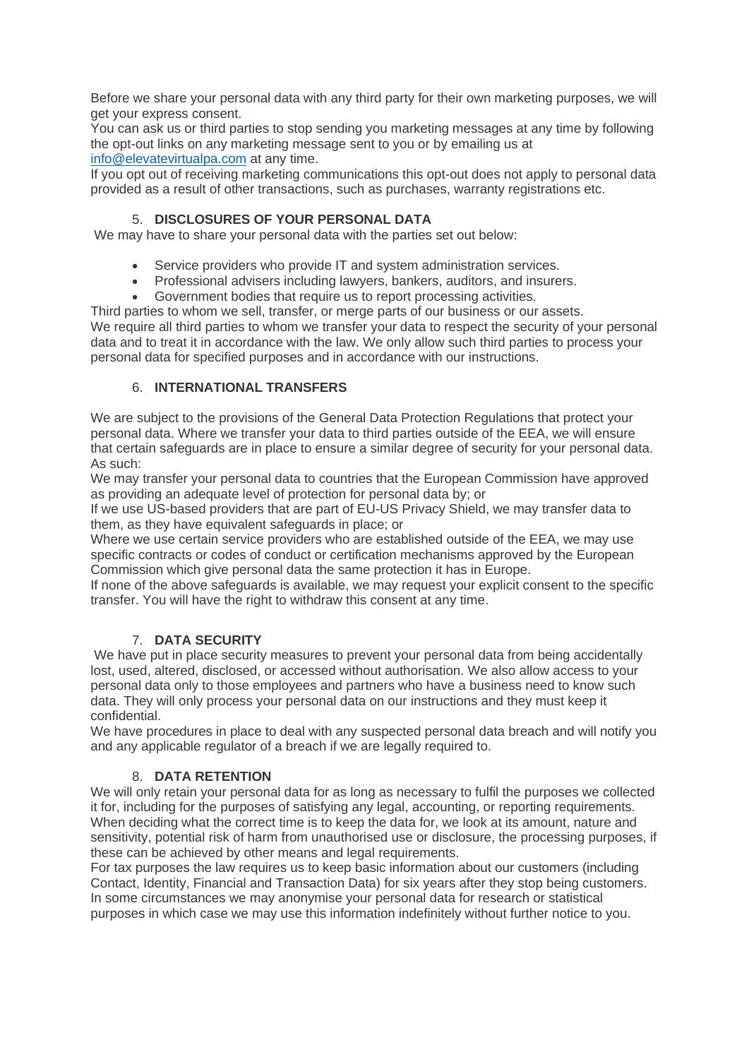Before we share your personal data with any third party for their own marketing purposes, we will get your express consent.
You can ask us or third parties to stop sending you marketing messages at any time by following the opt-out links on any marketing message sent to you or by emailing us at [info@elevatevirtualpa.com](mailto:info@elevatevirtualpa.com) at any time.
If you opt out of receiving marketing communications this opt-out does not apply to personal data provided as a result of other transactions, such as purchases, warranty registrations etc.

## 5. DISCLOSURES OF YOUR PERSONAL DATA

We may have to share your personal data with the parties set out below:

- Service providers who provide IT and system administration services.
- Professional advisers including lawyers, bankers, auditors, and insurers.
- Government bodies that require us to report processing activities.

Third parties to whom we sell, transfer, or merge parts of our business or our assets.
We require all third parties to whom we transfer your data to respect the security of your personal data and to treat it in accordance with the law. We only allow such third parties to process your personal data for specified purposes and in accordance with our instructions.

## 6. INTERNATIONAL TRANSFERS

We are subject to the provisions of the General Data Protection Regulations that protect your personal data. Where we transfer your data to third parties outside of the EEA, we will ensure that certain safeguards are in place to ensure a similar degree of security for your personal data. As such:
We may transfer your personal data to countries that the European Commission have approved as providing an adequate level of protection for personal data by; or
If we use US-based providers that are part of EU-US Privacy Shield, we may transfer data to them, as they have equivalent safeguards in place; or
Where we use certain service providers who are established outside of the EEA, we may use specific contracts or codes of conduct or certification mechanisms approved by the European Commission which give personal data the same protection it has in Europe.
If none of the above safeguards is available, we may request your explicit consent to the specific transfer. You will have the right to withdraw this consent at any time.

## 7. DATA SECURITY

We have put in place security measures to prevent your personal data from being accidentally lost, used, altered, disclosed, or accessed without authorisation. We also allow access to your personal data only to those employees and partners who have a business need to know such data. They will only process your personal data on our instructions and they must keep it confidential.
We have procedures in place to deal with any suspected personal data breach and will notify you and any applicable regulator of a breach if we are legally required to.

## 8. DATA RETENTION

We will only retain your personal data for as long as necessary to fulfil the purposes we collected it for, including for the purposes of satisfying any legal, accounting, or reporting requirements. When deciding what the correct time is to keep the data for, we look at its amount, nature and sensitivity, potential risk of harm from unauthorised use or disclosure, the processing purposes, if these can be achieved by other means and legal requirements.
For tax purposes the law requires us to keep basic information about our customers (including Contact, Identity, Financial and Transaction Data) for six years after they stop being customers.
In some circumstances we may anonymise your personal data for research or statistical purposes in which case we may use this information indefinitely without further notice to you.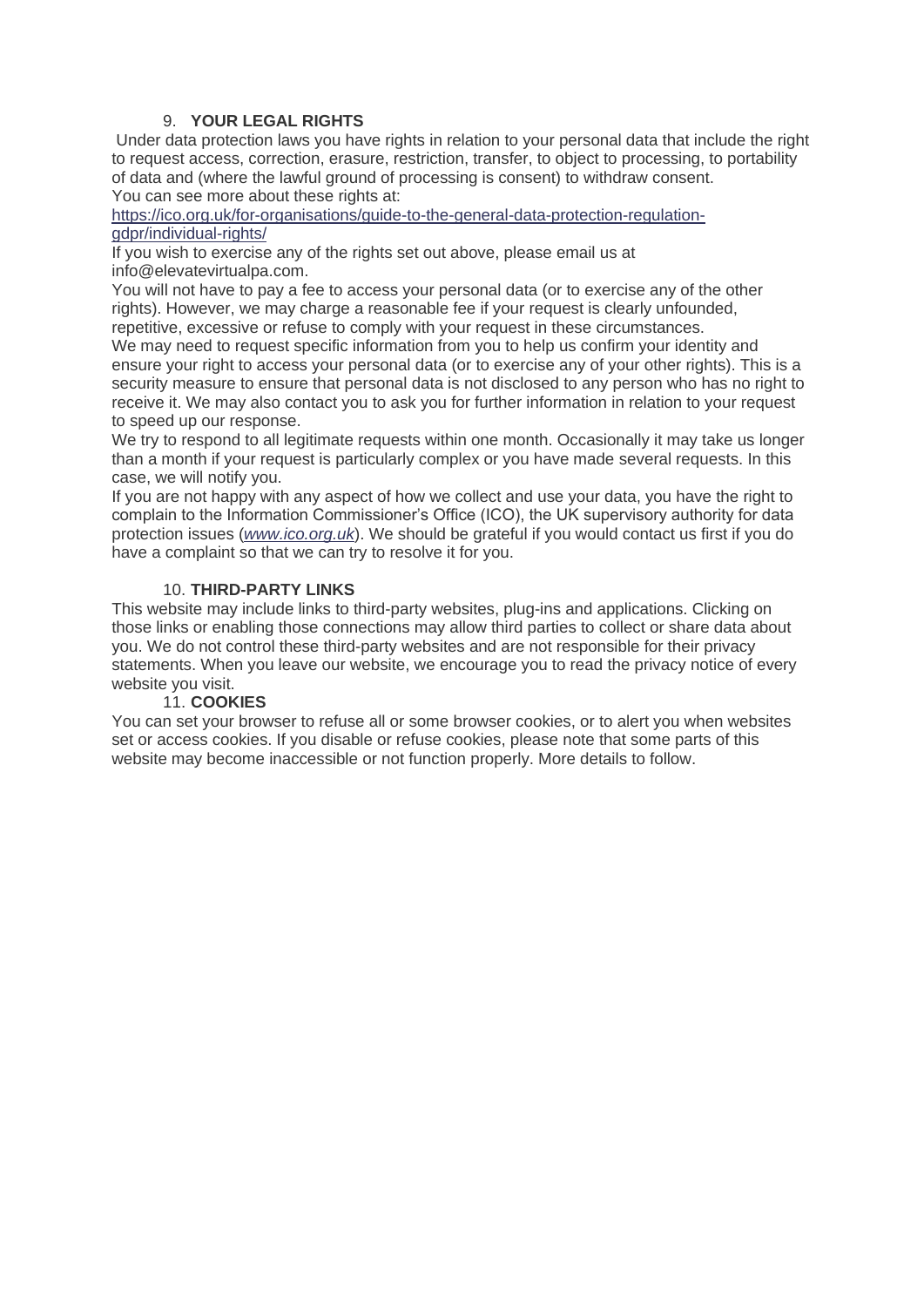9. **YOUR LEGAL RIGHTS**

Under data protection laws you have rights in relation to your personal data that include the right to request access, correction, erasure, restriction, transfer, to object to processing, to portability of data and (where the lawful ground of processing is consent) to withdraw consent.
You can see more about these rights at:
[https://ico.org.uk/for-organisations/guide-to-the-general-data-protection-regulation-gdpr/individual-rights/](https://ico.org.uk/for-organisations/guide-to-the-general-data-protection-regulation-gdpr/individual-rights/)
If you wish to exercise any of the rights set out above, please email us at info@elevatevirtualpa.com.
You will not have to pay a fee to access your personal data (or to exercise any of the other rights). However, we may charge a reasonable fee if your request is clearly unfounded, repetitive, excessive or refuse to comply with your request in these circumstances.
We may need to request specific information from you to help us confirm your identity and ensure your right to access your personal data (or to exercise any of your other rights). This is a security measure to ensure that personal data is not disclosed to any person who has no right to receive it. We may also contact you to ask you for further information in relation to your request to speed up our response.
We try to respond to all legitimate requests within one month. Occasionally it may take us longer than a month if your request is particularly complex or you have made several requests. In this case, we will notify you.
If you are not happy with any aspect of how we collect and use your data, you have the right to complain to the Information Commissioner's Office (ICO), the UK supervisory authority for data protection issues (*[www.ico.org.uk](www.ico.org.uk)*). We should be grateful if you would contact us first if you do have a complaint so that we can try to resolve it for you.

10. **THIRD-PARTY LINKS**

This website may include links to third-party websites, plug-ins and applications. Clicking on those links or enabling those connections may allow third parties to collect or share data about you. We do not control these third-party websites and are not responsible for their privacy statements. When you leave our website, we encourage you to read the privacy notice of every website you visit.

11. **COOKIES**

You can set your browser to refuse all or some browser cookies, or to alert you when websites set or access cookies. If you disable or refuse cookies, please note that some parts of this website may become inaccessible or not function properly. More details to follow.